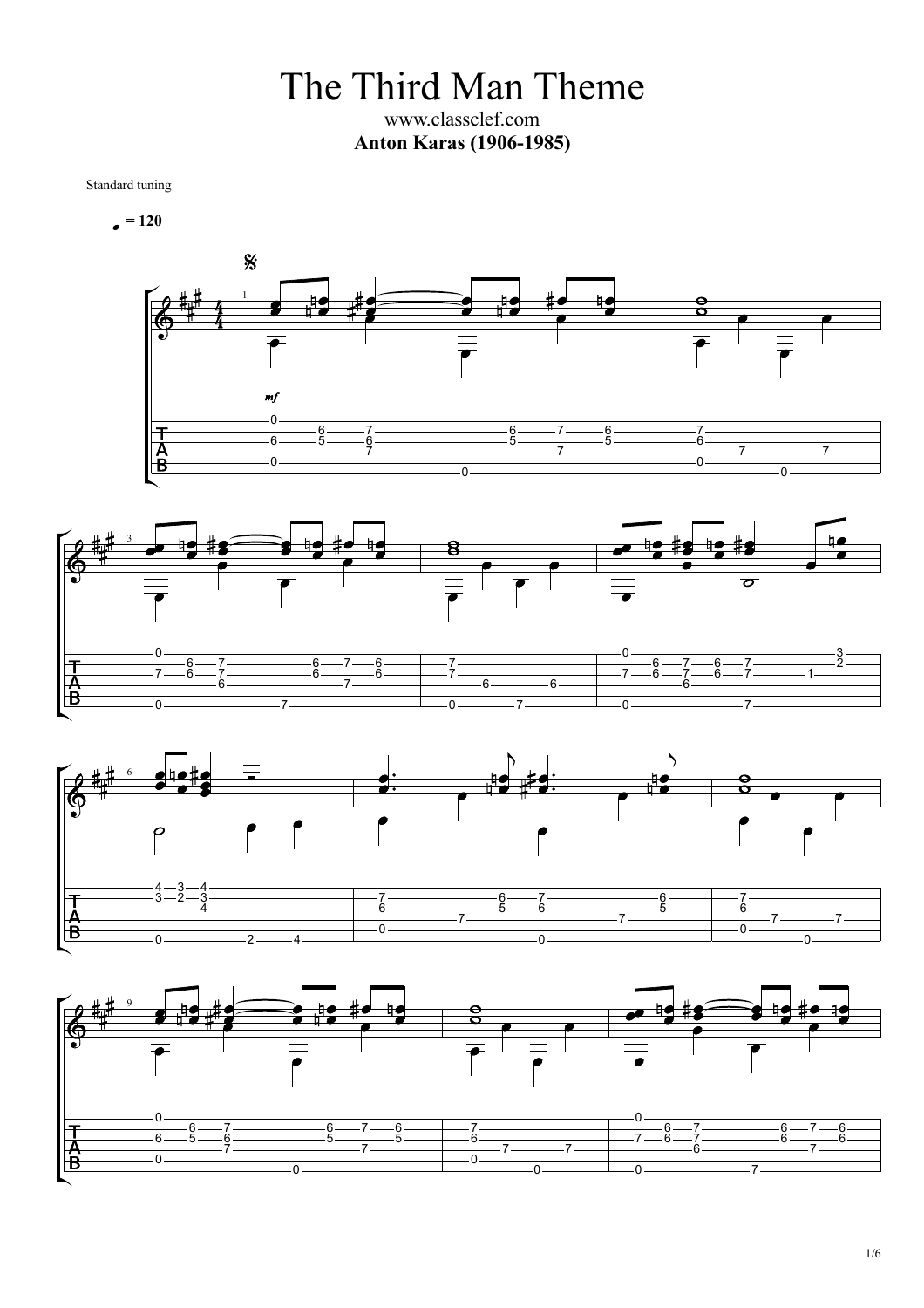# The Third Man Theme

www.classclef.com

**Anton Karas (1906-1985)**

Standard tuning

♩ = 120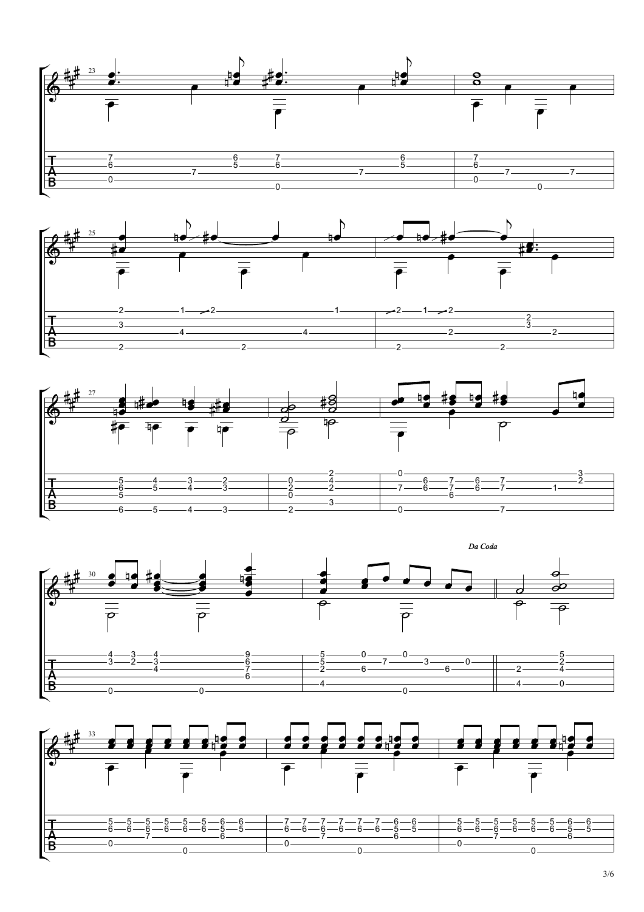*Da Coda*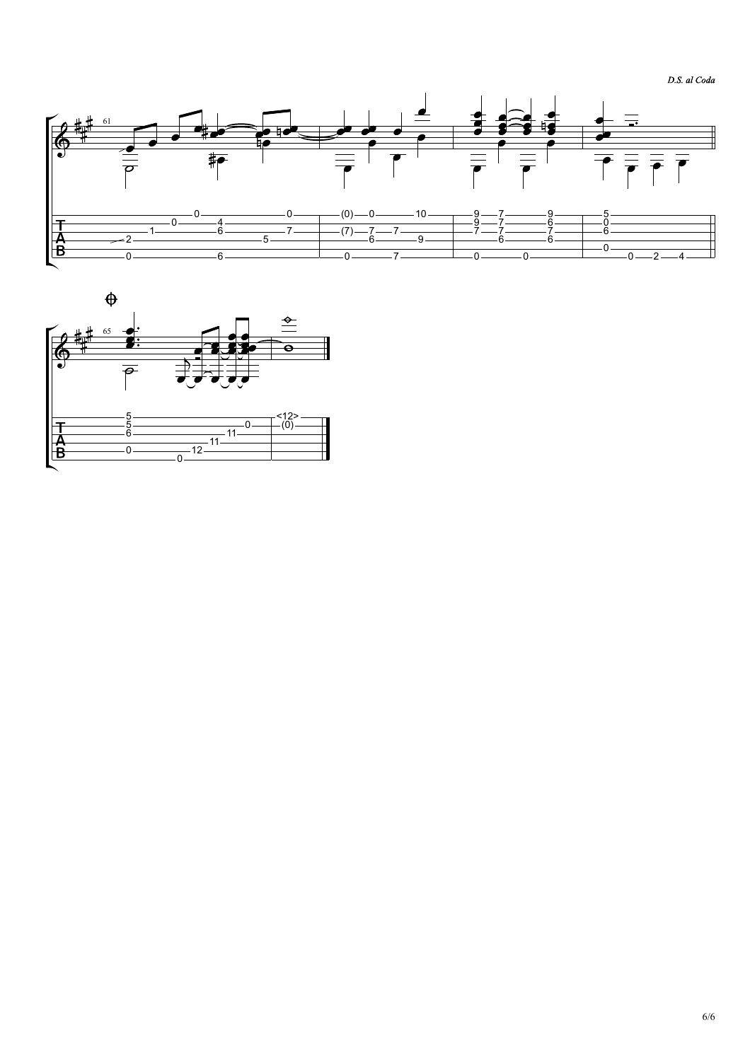*D.S. al Coda*